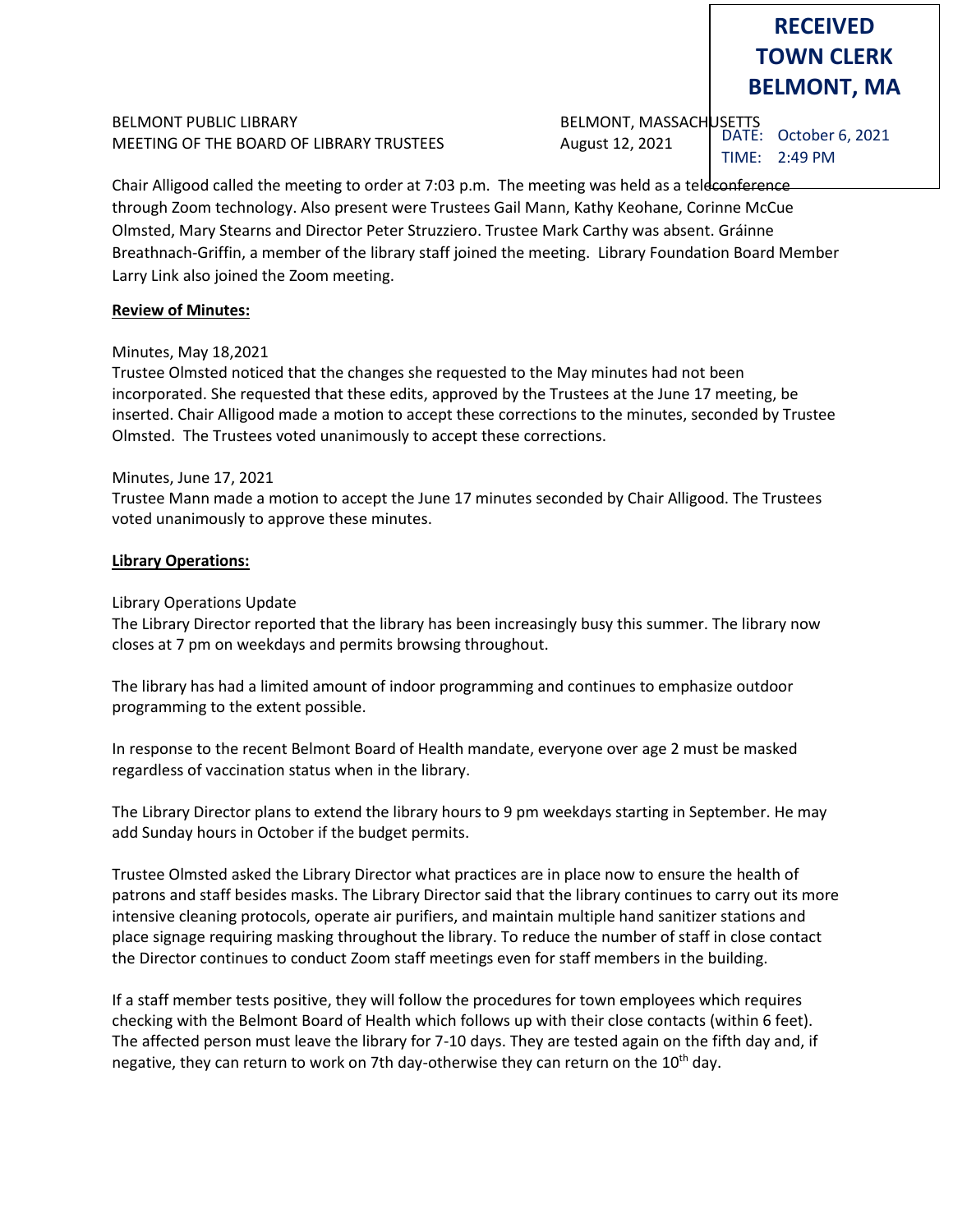**RECEIVED**
**TOWN CLERK**
**BELMONT, MA**

DATE: October 6, 2021
TIME: 2:49 PM

BELMONT PUBLIC LIBRARY
MEETING OF THE BOARD OF LIBRARY TRUSTEES

BELMONT, MASSACHUSETTS
August 12, 2021

Chair Alligood called the meeting to order at 7:03 p.m. The meeting was held as a teleconference through Zoom technology. Also present were Trustees Gail Mann, Kathy Keohane, Corinne McCue Olmsted, Mary Stearns and Director Peter Struzziero. Trustee Mark Carthy was absent. Gráinne Breathnach-Griffin, a member of the library staff joined the meeting. Library Foundation Board Member Larry Link also joined the Zoom meeting.

**Review of Minutes:**

Minutes, May 18,2021
Trustee Olmsted noticed that the changes she requested to the May minutes had not been incorporated. She requested that these edits, approved by the Trustees at the June 17 meeting, be inserted. Chair Alligood made a motion to accept these corrections to the minutes, seconded by Trustee Olmsted. The Trustees voted unanimously to accept these corrections.

Minutes, June 17, 2021
Trustee Mann made a motion to accept the June 17 minutes seconded by Chair Alligood. The Trustees voted unanimously to approve these minutes.

**Library Operations:**

Library Operations Update
The Library Director reported that the library has been increasingly busy this summer. The library now closes at 7 pm on weekdays and permits browsing throughout.

The library has had a limited amount of indoor programming and continues to emphasize outdoor programming to the extent possible.

In response to the recent Belmont Board of Health mandate, everyone over age 2 must be masked regardless of vaccination status when in the library.

The Library Director plans to extend the library hours to 9 pm weekdays starting in September. He may add Sunday hours in October if the budget permits.

Trustee Olmsted asked the Library Director what practices are in place now to ensure the health of patrons and staff besides masks. The Library Director said that the library continues to carry out its more intensive cleaning protocols, operate air purifiers, and maintain multiple hand sanitizer stations and place signage requiring masking throughout the library. To reduce the number of staff in close contact the Director continues to conduct Zoom staff meetings even for staff members in the building.

If a staff member tests positive, they will follow the procedures for town employees which requires checking with the Belmont Board of Health which follows up with their close contacts (within 6 feet). The affected person must leave the library for 7-10 days. They are tested again on the fifth day and, if negative, they can return to work on 7th day-otherwise they can return on the 10th day.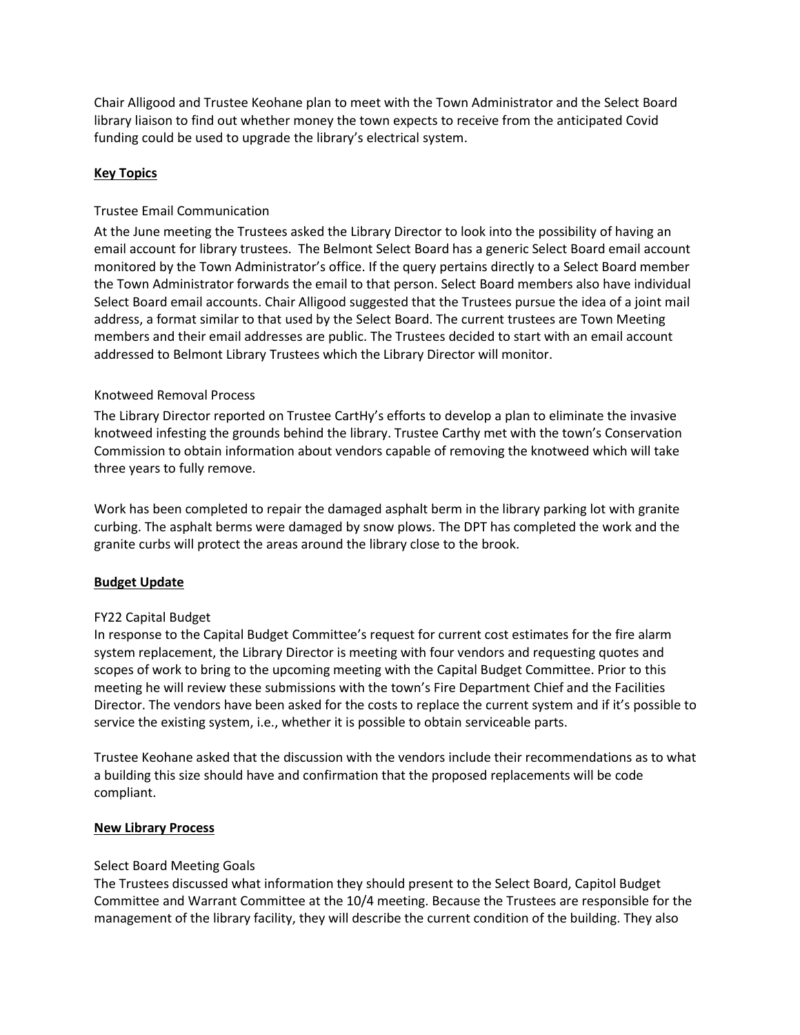Chair Alligood and Trustee Keohane plan to meet with the Town Administrator and the Select Board library liaison to find out whether money the town expects to receive from the anticipated Covid funding could be used to upgrade the library's electrical system.

## Key Topics

Trustee Email Communication

At the June meeting the Trustees asked the Library Director to look into the possibility of having an email account for library trustees. The Belmont Select Board has a generic Select Board email account monitored by the Town Administrator's office. If the query pertains directly to a Select Board member the Town Administrator forwards the email to that person. Select Board members also have individual Select Board email accounts. Chair Alligood suggested that the Trustees pursue the idea of a joint mail address, a format similar to that used by the Select Board. The current trustees are Town Meeting members and their email addresses are public. The Trustees decided to start with an email account addressed to Belmont Library Trustees which the Library Director will monitor.

Knotweed Removal Process

The Library Director reported on Trustee CartHy's efforts to develop a plan to eliminate the invasive knotweed infesting the grounds behind the library. Trustee Carthy met with the town's Conservation Commission to obtain information about vendors capable of removing the knotweed which will take three years to fully remove.

Work has been completed to repair the damaged asphalt berm in the library parking lot with granite curbing. The asphalt berms were damaged by snow plows. The DPT has completed the work and the granite curbs will protect the areas around the library close to the brook.

## Budget Update

FY22 Capital Budget

In response to the Capital Budget Committee's request for current cost estimates for the fire alarm system replacement, the Library Director is meeting with four vendors and requesting quotes and scopes of work to bring to the upcoming meeting with the Capital Budget Committee. Prior to this meeting he will review these submissions with the town's Fire Department Chief and the Facilities Director. The vendors have been asked for the costs to replace the current system and if it's possible to service the existing system, i.e., whether it is possible to obtain serviceable parts.

Trustee Keohane asked that the discussion with the vendors include their recommendations as to what a building this size should have and confirmation that the proposed replacements will be code compliant.

## New Library Process

Select Board Meeting Goals

The Trustees discussed what information they should present to the Select Board, Capitol Budget Committee and Warrant Committee at the 10/4 meeting. Because the Trustees are responsible for the management of the library facility, they will describe the current condition of the building. They also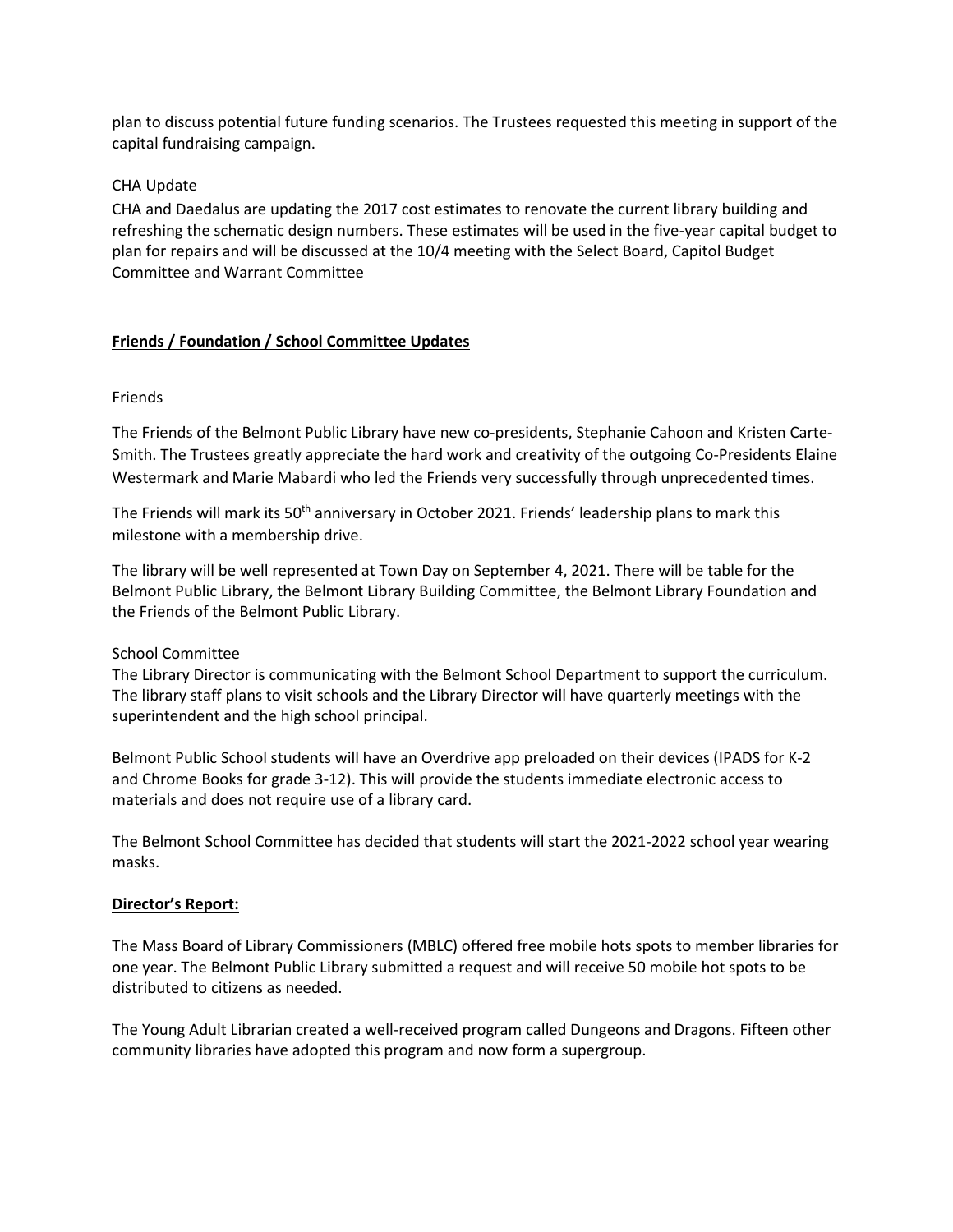plan to discuss potential future funding scenarios. The Trustees requested this meeting in support of the capital fundraising campaign.

CHA Update

CHA and Daedalus are updating the 2017 cost estimates to renovate the current library building and refreshing the schematic design numbers. These estimates will be used in the five-year capital budget to plan for repairs and will be discussed at the 10/4 meeting with the Select Board, Capitol Budget Committee and Warrant Committee

## **Friends / Foundation / School Committee Updates**

Friends

The Friends of the Belmont Public Library have new co-presidents, Stephanie Cahoon and Kristen Carte-Smith. The Trustees greatly appreciate the hard work and creativity of the outgoing Co-Presidents Elaine Westermark and Marie Mabardi who led the Friends very successfully through unprecedented times.

The Friends will mark its 50th anniversary in October 2021. Friends' leadership plans to mark this milestone with a membership drive.

The library will be well represented at Town Day on September 4, 2021. There will be table for the Belmont Public Library, the Belmont Library Building Committee, the Belmont Library Foundation and the Friends of the Belmont Public Library.

School Committee

The Library Director is communicating with the Belmont School Department to support the curriculum. The library staff plans to visit schools and the Library Director will have quarterly meetings with the superintendent and the high school principal.

Belmont Public School students will have an Overdrive app preloaded on their devices (IPADS for K-2 and Chrome Books for grade 3-12). This will provide the students immediate electronic access to materials and does not require use of a library card.

The Belmont School Committee has decided that students will start the 2021-2022 school year wearing masks.

## **Director's Report:**

The Mass Board of Library Commissioners (MBLC) offered free mobile hots spots to member libraries for one year. The Belmont Public Library submitted a request and will receive 50 mobile hot spots to be distributed to citizens as needed.

The Young Adult Librarian created a well-received program called Dungeons and Dragons. Fifteen other community libraries have adopted this program and now form a supergroup.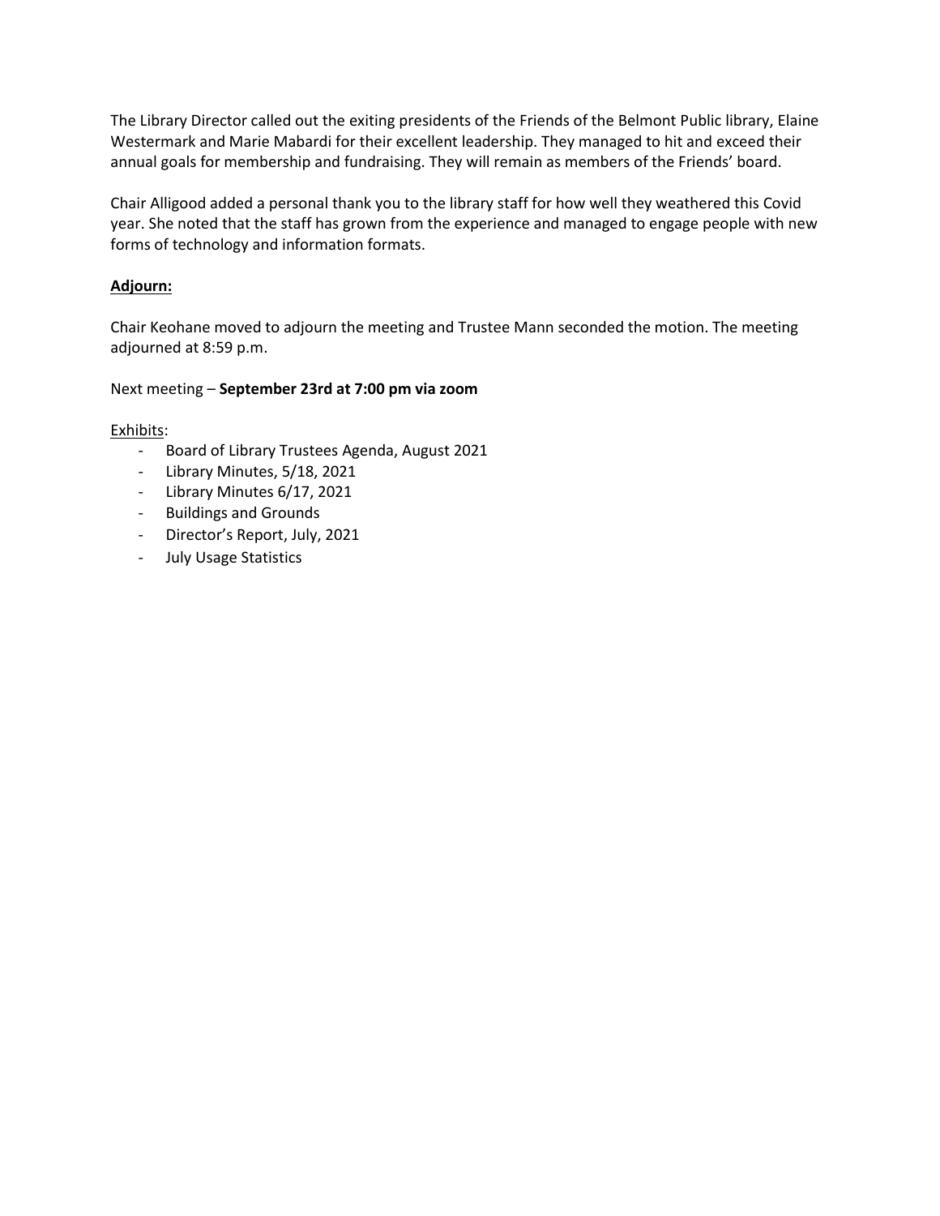The Library Director called out the exiting presidents of the Friends of the Belmont Public library, Elaine Westermark and Marie Mabardi for their excellent leadership. They managed to hit and exceed their annual goals for membership and fundraising. They will remain as members of the Friends' board.

Chair Alligood added a personal thank you to the library staff for how well they weathered this Covid year. She noted that the staff has grown from the experience and managed to engage people with new forms of technology and information formats.

**Adjourn:**

Chair Keohane moved to adjourn the meeting and Trustee Mann seconded the motion. The meeting adjourned at 8:59 p.m.

Next meeting – **September 23rd at 7:00 pm via zoom**

Exhibits:

- Board of Library Trustees Agenda, August 2021
- Library Minutes, 5/18, 2021
- Library Minutes 6/17, 2021
- Buildings and Grounds
- Director's Report, July, 2021
- July Usage Statistics